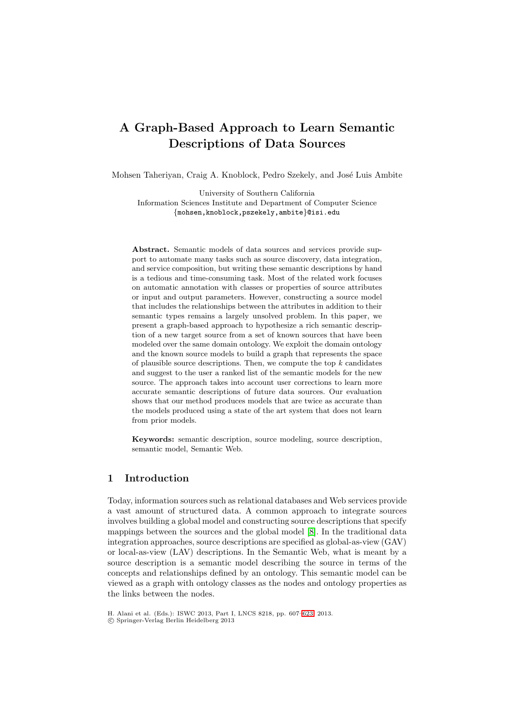# A Graph-Based Approach to Learn Semantic Descriptions of Data Sources

Mohsen Taheriyan, Craig A. Knoblock, Pedro Szekely, and José Luis Ambite

University of Southern California
Information Sciences Institute and Department of Computer Science
{mohsen,knoblock,pszekely,ambite}@isi.edu

**Abstract.** Semantic models of data sources and services provide support to automate many tasks such as source discovery, data integration, and service composition, but writing these semantic descriptions by hand is a tedious and time-consuming task. Most of the related work focuses on automatic annotation with classes or properties of source attributes or input and output parameters. However, constructing a source model that includes the relationships between the attributes in addition to their semantic types remains a largely unsolved problem. In this paper, we present a graph-based approach to hypothesize a rich semantic description of a new target source from a set of known sources that have been modeled over the same domain ontology. We exploit the domain ontology and the known source models to build a graph that represents the space of plausible source descriptions. Then, we compute the top $k$ candidates and suggest to the user a ranked list of the semantic models for the new source. The approach takes into account user corrections to learn more accurate semantic descriptions of future data sources. Our evaluation shows that our method produces models that are twice as accurate than the models produced using a state of the art system that does not learn from prior models.

**Keywords:** semantic description, source modeling, source description, semantic model, Semantic Web.

## 1 Introduction

Today, information sources such as relational databases and Web services provide a vast amount of structured data. A common approach to integrate sources involves building a global model and constructing source descriptions that specify mappings between the sources and the global model [8]. In the traditional data integration approaches, source descriptions are specified as global-as-view (GAV) or local-as-view (LAV) descriptions. In the Semantic Web, what is meant by a source description is a semantic model describing the source in terms of the concepts and relationships defined by an ontology. This semantic model can be viewed as a graph with ontology classes as the nodes and ontology properties as the links between the nodes.

H. Alani et al. (Eds.): ISWC 2013, Part I, LNCS 8218, pp. 607–623, 2013.
© Springer-Verlag Berlin Heidelberg 2013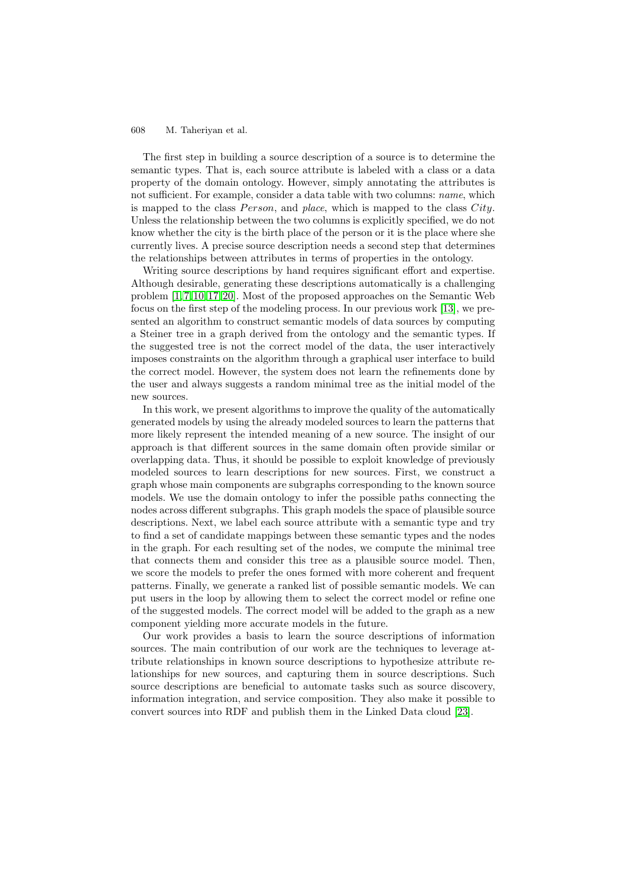The first step in building a source description of a source is to determine the semantic types. That is, each source attribute is labeled with a class or a data property of the domain ontology. However, simply annotating the attributes is not sufficient. For example, consider a data table with two columns: *name*, which is mapped to the class *Person*, and *place*, which is mapped to the class *City*. Unless the relationship between the two columns is explicitly specified, we do not know whether the city is the birth place of the person or it is the place where she currently lives. A precise source description needs a second step that determines the relationships between attributes in terms of properties in the ontology.

Writing source descriptions by hand requires significant effort and expertise. Although desirable, generating these descriptions automatically is a challenging problem [1,7,10,17,20]. Most of the proposed approaches on the Semantic Web focus on the first step of the modeling process. In our previous work [13], we presented an algorithm to construct semantic models of data sources by computing a Steiner tree in a graph derived from the ontology and the semantic types. If the suggested tree is not the correct model of the data, the user interactively imposes constraints on the algorithm through a graphical user interface to build the correct model. However, the system does not learn the refinements done by the user and always suggests a random minimal tree as the initial model of the new sources.

In this work, we present algorithms to improve the quality of the automatically generated models by using the already modeled sources to learn the patterns that more likely represent the intended meaning of a new source. The insight of our approach is that different sources in the same domain often provide similar or overlapping data. Thus, it should be possible to exploit knowledge of previously modeled sources to learn descriptions for new sources. First, we construct a graph whose main components are subgraphs corresponding to the known source models. We use the domain ontology to infer the possible paths connecting the nodes across different subgraphs. This graph models the space of plausible source descriptions. Next, we label each source attribute with a semantic type and try to find a set of candidate mappings between these semantic types and the nodes in the graph. For each resulting set of the nodes, we compute the minimal tree that connects them and consider this tree as a plausible source model. Then, we score the models to prefer the ones formed with more coherent and frequent patterns. Finally, we generate a ranked list of possible semantic models. We can put users in the loop by allowing them to select the correct model or refine one of the suggested models. The correct model will be added to the graph as a new component yielding more accurate models in the future.

Our work provides a basis to learn the source descriptions of information sources. The main contribution of our work are the techniques to leverage attribute relationships in known source descriptions to hypothesize attribute relationships for new sources, and capturing them in source descriptions. Such source descriptions are beneficial to automate tasks such as source discovery, information integration, and service composition. They also make it possible to convert sources into RDF and publish them in the Linked Data cloud [23].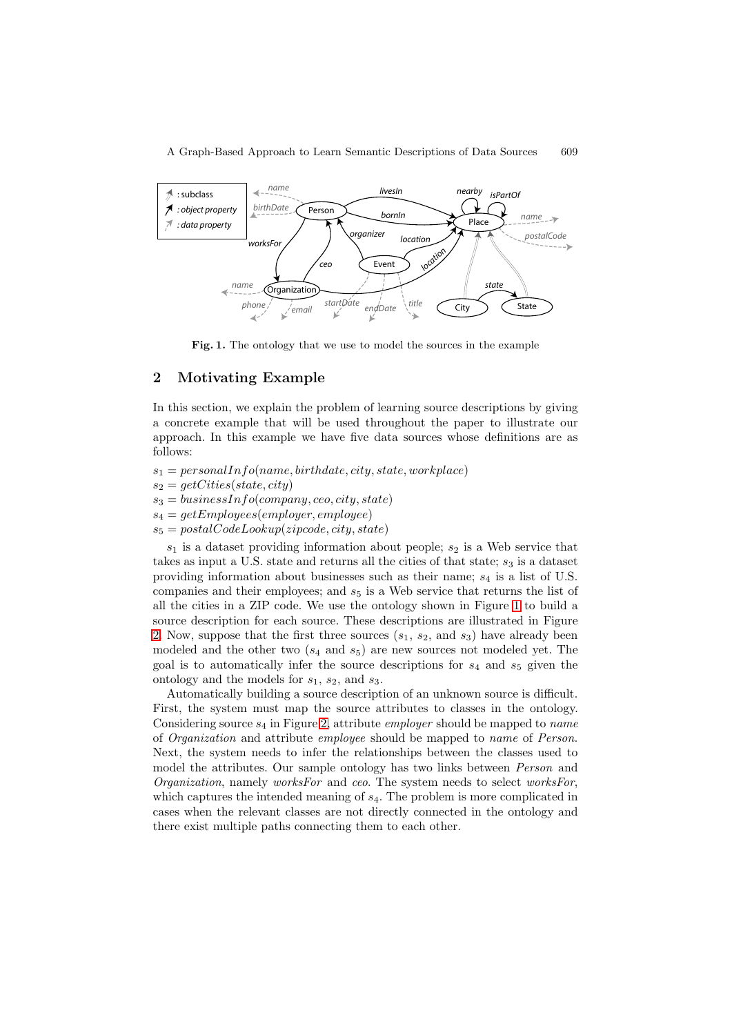**Fig. 1.** The ontology that we use to model the sources in the example

## 2 Motivating Example

In this section, we explain the problem of learning source descriptions by giving a concrete example that will be used throughout the paper to illustrate our approach. In this example we have five data sources whose definitions are as follows:

$s_1 = personalInfo(name, birthdate, city, state, workplace)$
$s_2 = getCities(state, city)$
$s_3 = businessInfo(company, ceo, city, state)$
$s_4 = getEmployees(employer, employee)$
$s_5 = postalCodeLookup(zipcode, city, state)$

$s_1$ is a dataset providing information about people; $s_2$ is a Web service that takes as input a U.S. state and returns all the cities of that state; $s_3$ is a dataset providing information about businesses such as their name; $s_4$ is a list of U.S. companies and their employees; and $s_5$ is a Web service that returns the list of all the cities in a ZIP code. We use the ontology shown in Figure 1 to build a source description for each source. These descriptions are illustrated in Figure 2. Now, suppose that the first three sources ($s_1$, $s_2$, and $s_3$) have already been modeled and the other two ($s_4$ and $s_5$) are new sources not modeled yet. The goal is to automatically infer the source descriptions for $s_4$ and $s_5$ given the ontology and the models for $s_1$, $s_2$, and $s_3$.

Automatically building a source description of an unknown source is difficult. First, the system must map the source attributes to classes in the ontology. Considering source $s_4$ in Figure 2, attribute *employer* should be mapped to *name* of *Organization* and attribute *employee* should be mapped to *name* of *Person*. Next, the system needs to infer the relationships between the classes used to model the attributes. Our sample ontology has two links between *Person* and *Organization*, namely *worksFor* and *ceo*. The system needs to select *worksFor*, which captures the intended meaning of $s_4$. The problem is more complicated in cases when the relevant classes are not directly connected in the ontology and there exist multiple paths connecting them to each other.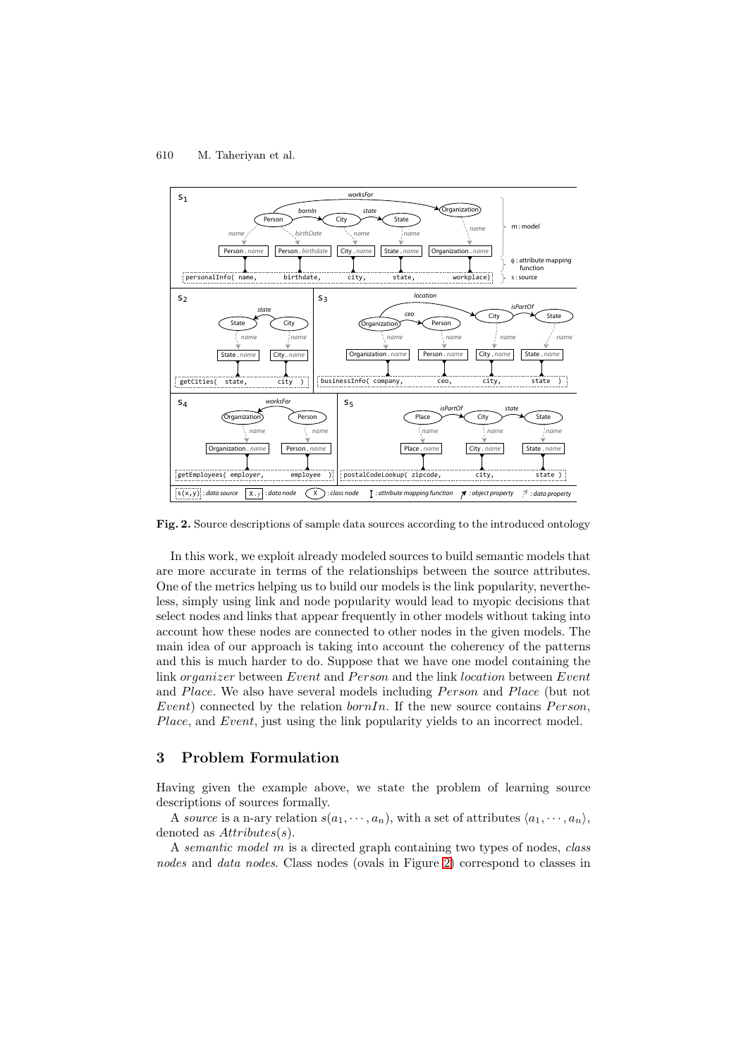**Fig. 2.** Source descriptions of sample data sources according to the introduced ontology

In this work, we exploit already modeled sources to build semantic models that are more accurate in terms of the relationships between the source attributes. One of the metrics helping us to build our models is the link popularity, nevertheless, simply using link and node popularity would lead to myopic decisions that select nodes and links that appear frequently in other models without taking into account how these nodes are connected to other nodes in the given models. The main idea of our approach is taking into account the coherency of the patterns and this is much harder to do. Suppose that we have one model containing the link *organizer* between *Event* and *Person* and the link *location* between *Event* and *Place*. We also have several models including *Person* and *Place* (but not *Event*) connected by the relation *bornIn*. If the new source contains *Person*, *Place*, and *Event*, just using the link popularity yields to an incorrect model.

## 3 Problem Formulation

Having given the example above, we state the problem of learning source descriptions of sources formally.

A *source* is a n-ary relation $s(a_1, \cdots, a_n)$, with a set of attributes $\langle a_1, \cdots, a_n \rangle$, denoted as $Attributes(s)$.

A *semantic model* $m$ is a directed graph containing two types of nodes, *class nodes* and *data nodes*. Class nodes (ovals in Figure 2) correspond to classes in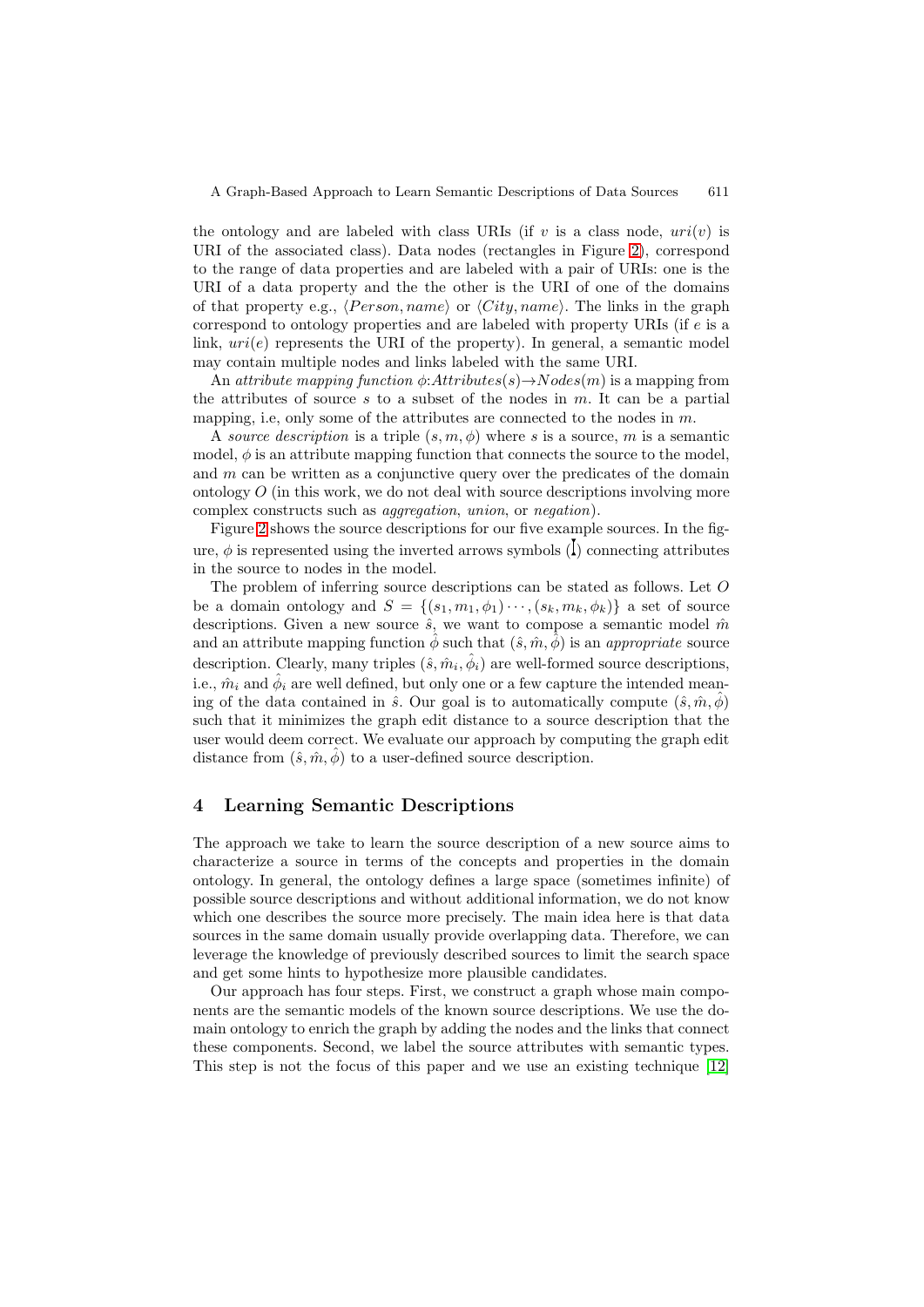the ontology and are labeled with class URIs (if $v$ is a class node, $uri(v)$ is URI of the associated class). Data nodes (rectangles in Figure 2), correspond to the range of data properties and are labeled with a pair of URIs: one is the URI of a data property and the the other is the URI of one of the domains of that property e.g., $\langle Person, name \rangle$ or $\langle City, name \rangle$. The links in the graph correspond to ontology properties and are labeled with property URIs (if $e$ is a link, $uri(e)$ represents the URI of the property). In general, a semantic model may contain multiple nodes and links labeled with the same URI.

An *attribute mapping function* $\phi$:$Attributes(s) \rightarrow Nodes(m)$ is a mapping from the attributes of source $s$ to a subset of the nodes in $m$. It can be a partial mapping, i.e, only some of the attributes are connected to the nodes in $m$.

A *source description* is a triple $(s, m, \phi)$ where $s$ is a source, $m$ is a semantic model, $\phi$ is an attribute mapping function that connects the source to the model, and $m$ can be written as a conjunctive query over the predicates of the domain ontology $O$ (in this work, we do not deal with source descriptions involving more complex constructs such as *aggregation*, *union*, or *negation*).

Figure 2 shows the source descriptions for our five example sources. In the figure, $\phi$ is represented using the inverted arrows symbols (↥) connecting attributes in the source to nodes in the model.

The problem of inferring source descriptions can be stated as follows. Let $O$ be a domain ontology and $S = \{(s_1, m_1, \phi_1) \cdots, (s_k, m_k, \phi_k)\}$ a set of source descriptions. Given a new source $\hat{s}$, we want to compose a semantic model $\hat{m}$ and an attribute mapping function $\hat{\phi}$ such that $(\hat{s}, \hat{m}, \hat{\phi})$ is an *appropriate* source description. Clearly, many triples $(\hat{s}, \hat{m}_i, \hat{\phi}_i)$ are well-formed source descriptions, i.e., $\hat{m}_i$ and $\hat{\phi}_i$ are well defined, but only one or a few capture the intended meaning of the data contained in $\hat{s}$. Our goal is to automatically compute $(\hat{s}, \hat{m}, \hat{\phi})$ such that it minimizes the graph edit distance to a source description that the user would deem correct. We evaluate our approach by computing the graph edit distance from $(\hat{s}, \hat{m}, \hat{\phi})$ to a user-defined source description.

## 4 Learning Semantic Descriptions

The approach we take to learn the source description of a new source aims to characterize a source in terms of the concepts and properties in the domain ontology. In general, the ontology defines a large space (sometimes infinite) of possible source descriptions and without additional information, we do not know which one describes the source more precisely. The main idea here is that data sources in the same domain usually provide overlapping data. Therefore, we can leverage the knowledge of previously described sources to limit the search space and get some hints to hypothesize more plausible candidates.

Our approach has four steps. First, we construct a graph whose main components are the semantic models of the known source descriptions. We use the domain ontology to enrich the graph by adding the nodes and the links that connect these components. Second, we label the source attributes with semantic types. This step is not the focus of this paper and we use an existing technique [12]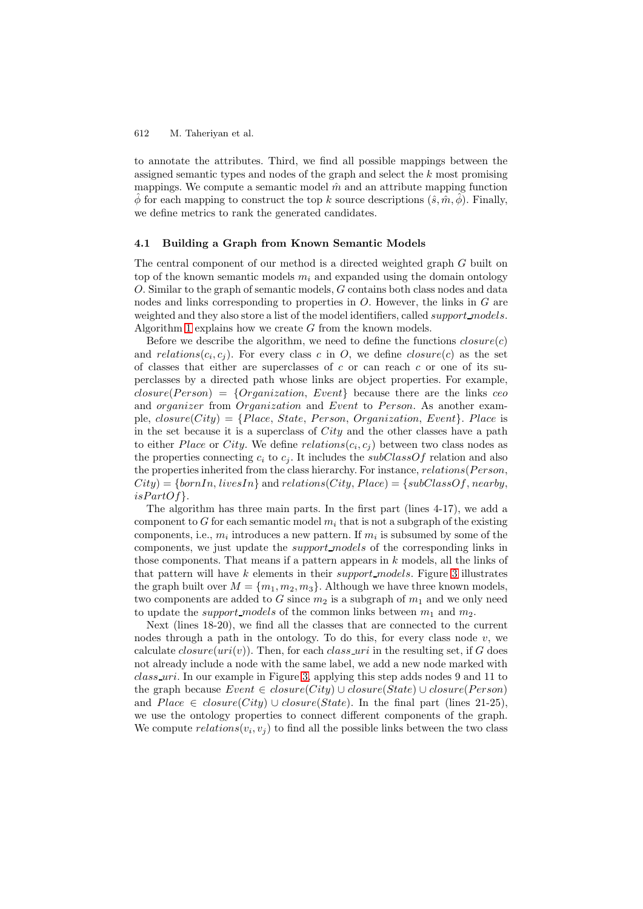to annotate the attributes. Third, we find all possible mappings between the assigned semantic types and nodes of the graph and select the $k$ most promising mappings. We compute a semantic model $\hat{m}$ and an attribute mapping function $\hat{\phi}$ for each mapping to construct the top $k$ source descriptions $(\hat{s}, \hat{m}, \hat{\phi})$. Finally, we define metrics to rank the generated candidates.

### 4.1 Building a Graph from Known Semantic Models

The central component of our method is a directed weighted graph $G$ built on top of the known semantic models $m_i$ and expanded using the domain ontology $O$. Similar to the graph of semantic models, $G$ contains both class nodes and data nodes and links corresponding to properties in $O$. However, the links in $G$ are weighted and they also store a list of the model identifiers, called *support_models*. Algorithm 1 explains how we create $G$ from the known models.

Before we describe the algorithm, we need to define the functions $closure(c)$ and $relations(c_i, c_j)$. For every class $c$ in $O$, we define $closure(c)$ as the set of classes that either are superclasses of $c$ or can reach $c$ or one of its superclasses by a directed path whose links are object properties. For example, $closure(Person) = \{Organization, Event\}$ because there are the links *ceo* and *organizer* from *Organization* and *Event* to *Person*. As another example, $closure(City) = \{Place, State, Person, Organization, Event\}$. *Place* is in the set because it is a superclass of *City* and the other classes have a path to either *Place* or *City*. We define $relations(c_i, c_j)$ between two class nodes as the properties connecting $c_i$ to $c_j$. It includes the *subClassOf* relation and also the properties inherited from the class hierarchy. For instance, $relations(Person, City) = \{bornIn, livesIn\}$ and $relations(City, Place) = \{subClassOf, nearby, isPartOf\}$.

The algorithm has three main parts. In the first part (lines 4-17), we add a component to $G$ for each semantic model $m_i$ that is not a subgraph of the existing components, i.e., $m_i$ introduces a new pattern. If $m_i$ is subsumed by some of the components, we just update the *support_models* of the corresponding links in those components. That means if a pattern appears in $k$ models, all the links of that pattern will have $k$ elements in their *support_models*. Figure 3 illustrates the graph built over $M = \{m_1, m_2, m_3\}$. Although we have three known models, two components are added to $G$ since $m_2$ is a subgraph of $m_1$ and we only need to update the *support_models* of the common links between $m_1$ and $m_2$.

Next (lines 18-20), we find all the classes that are connected to the current nodes through a path in the ontology. To do this, for every class node $v$, we calculate $closure(uri(v))$. Then, for each *class_uri* in the resulting set, if $G$ does not already include a node with the same label, we add a new node marked with *class_uri*. In our example in Figure 3, applying this step adds nodes 9 and 11 to the graph because $Event \in closure(City) \cup closure(State) \cup closure(Person)$ and $Place \in closure(City) \cup closure(State)$. In the final part (lines 21-25), we use the ontology properties to connect different components of the graph. We compute $relations(v_i, v_j)$ to find all the possible links between the two class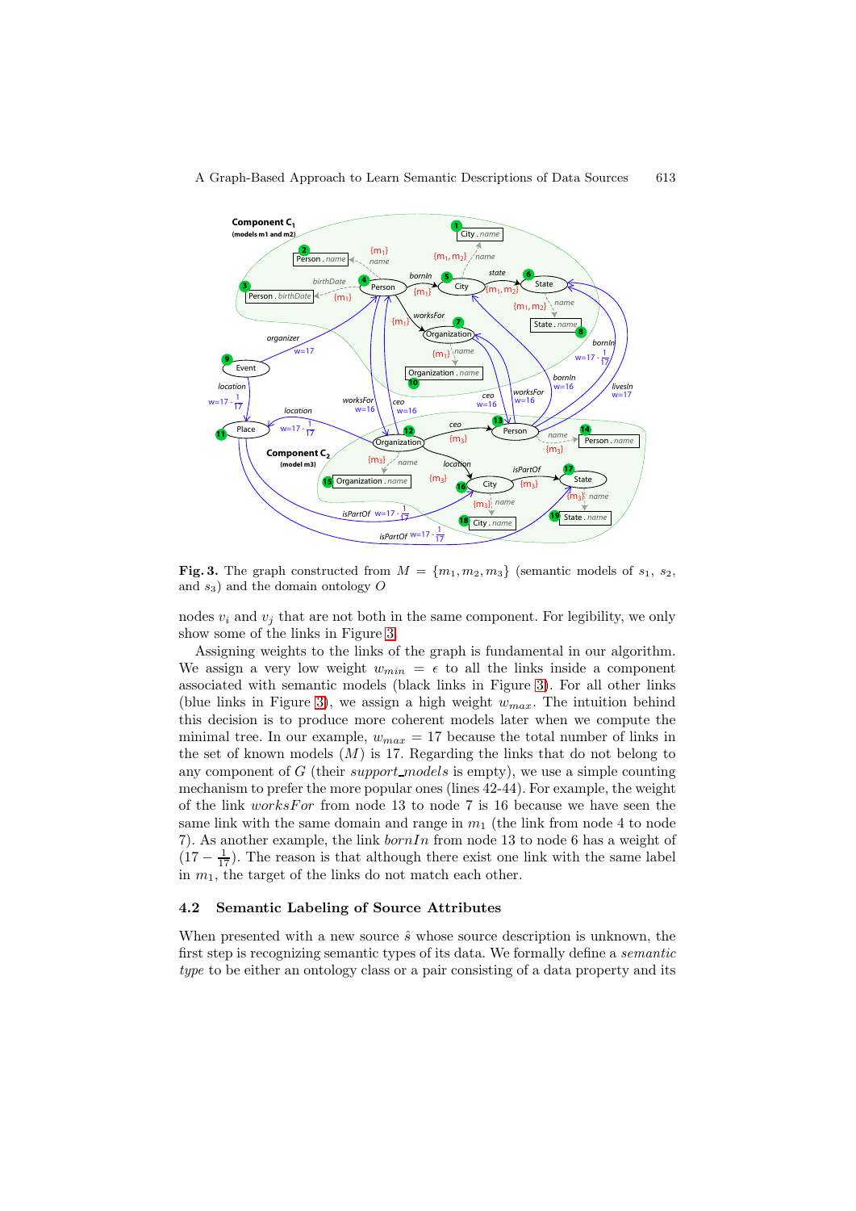**Fig. 3.** The graph constructed from $M = \{m_1, m_2, m_3\}$ (semantic models of $s_1$, $s_2$, and $s_3$) and the domain ontology $O$

nodes $v_i$ and $v_j$ that are not both in the same component. For legibility, we only show some of the links in Figure 3.

Assigning weights to the links of the graph is fundamental in our algorithm. We assign a very low weight $w_{min} = \epsilon$ to all the links inside a component associated with semantic models (black links in Figure 3). For all other links (blue links in Figure 3), we assign a high weight $w_{max}$. The intuition behind this decision is to produce more coherent models later when we compute the minimal tree. In our example, $w_{max} = 17$ because the total number of links in the set of known models ($M$) is 17. Regarding the links that do not belong to any component of $G$ (their *support_models* is empty), we use a simple counting mechanism to prefer the more popular ones (lines 42-44). For example, the weight of the link *worksFor* from node 13 to node 7 is 16 because we have seen the same link with the same domain and range in $m_1$ (the link from node 4 to node 7). As another example, the link *bornIn* from node 13 to node 6 has a weight of $(17 - \frac{1}{17})$. The reason is that although there exist one link with the same label in $m_1$, the target of the links do not match each other.

### 4.2 Semantic Labeling of Source Attributes

When presented with a new source $\hat{s}$ whose source description is unknown, the first step is recognizing semantic types of its data. We formally define a *semantic type* to be either an ontology class or a pair consisting of a data property and its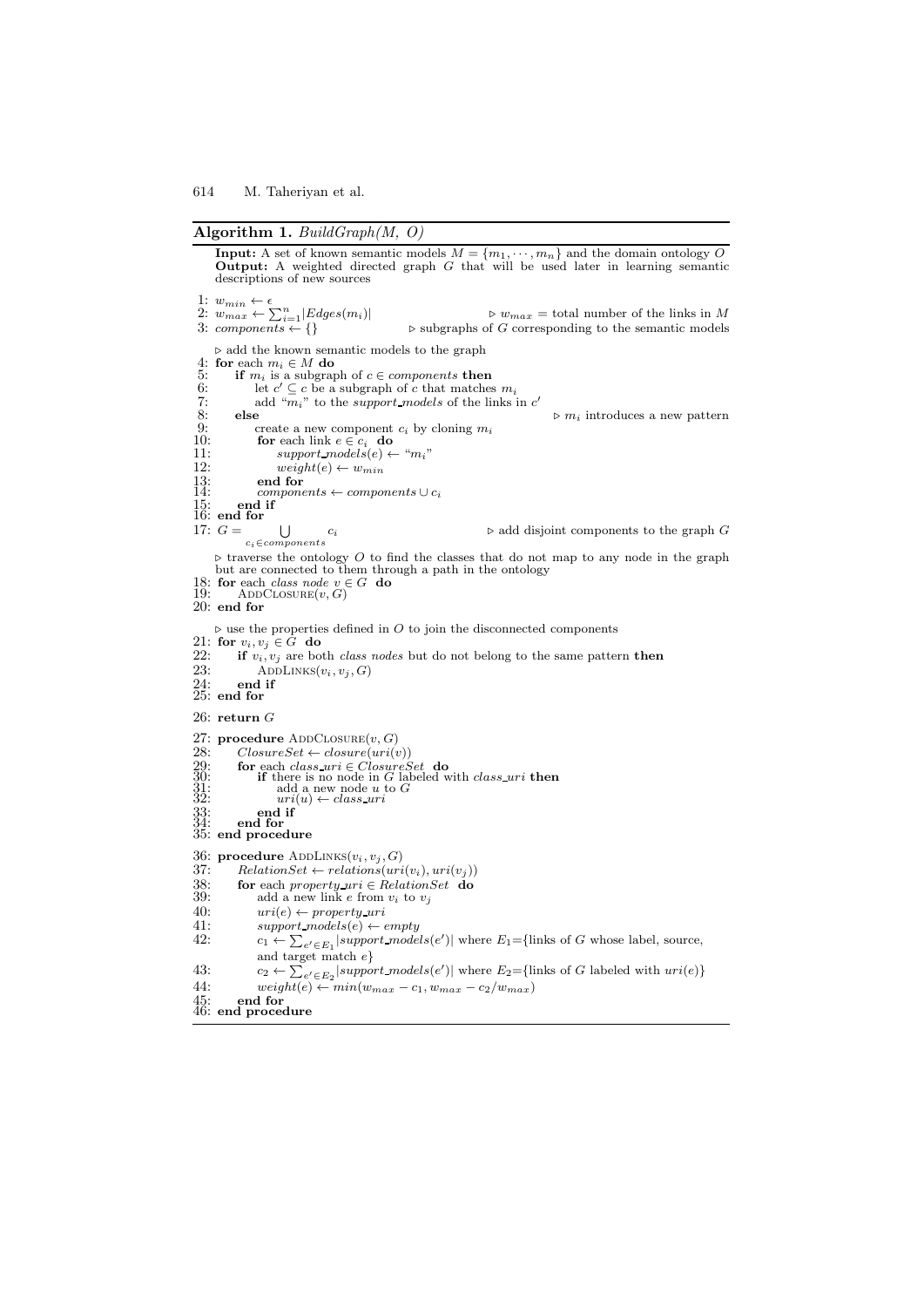**Algorithm 1.** *BuildGraph(M, O)*

**Input:** A set of known semantic models $M = \{m_1, \cdots, m_n\}$ and the domain ontology $O$
**Output:** A weighted directed graph $G$ that will be used later in learning semantic descriptions of new sources

```
1: w_min ← ε
2: w_max ← Σ_{i=1}^{n} |Edges(m_i)|                    ▷ w_max = total number of the links in M
3: components ← {}                  ▷ subgraphs of G corresponding to the semantic models

   ▷ add the known semantic models to the graph
4: for each m_i ∈ M do
5:     if m_i is a subgraph of c ∈ components then
6:         let c' ⊆ c be a subgraph of c that matches m_i
7:         add "m_i" to the support_models of the links in c'
8:     else                                              ▷ m_i introduces a new pattern
9:         create a new component c_i by cloning m_i
10:        for each link e ∈ c_i do
11:            support_models(e) ← "m_i"
12:            weight(e) ← w_min
13:        end for
14:        components ← components ∪ c_i
15:    end if
16: end for
17: G = ⋃_{c_i ∈ components} c_i                      ▷ add disjoint components to the graph G

   ▷ traverse the ontology O to find the classes that do not map to any node in the graph
   but are connected to them through a path in the ontology
18: for each class node v ∈ G do
19:     AddClosure(v, G)
20: end for

   ▷ use the properties defined in O to join the disconnected components
21: for v_i, v_j ∈ G do
22:     if v_i, v_j are both class nodes but do not belong to the same pattern then
23:         AddLinks(v_i, v_j, G)
24:     end if
25: end for

26: return G

27: procedure AddClosure(v, G)
28:     ClosureSet ← closure(uri(v))
29:     for each class_uri ∈ ClosureSet do
30:         if there is no node in G labeled with class_uri then
31:             add a new node u to G
32:             uri(u) ← class_uri
33:         end if
34:     end for
35: end procedure

36: procedure AddLinks(v_i, v_j, G)
37:     RelationSet ← relations(uri(v_i), uri(v_j))
38:     for each property_uri ∈ RelationSet do
39:         add a new link e from v_i to v_j
40:         uri(e) ← property_uri
41:         support_models(e) ← empty
42:         c_1 ← Σ_{e' ∈ E_1} |support_models(e')| where E_1={links of G whose label, source,
            and target match e}
43:         c_2 ← Σ_{e' ∈ E_2} |support_models(e')| where E_2={links of G labeled with uri(e)}
44:         weight(e) ← min(w_max − c_1, w_max − c_2/w_max)
45:     end for
46: end procedure
```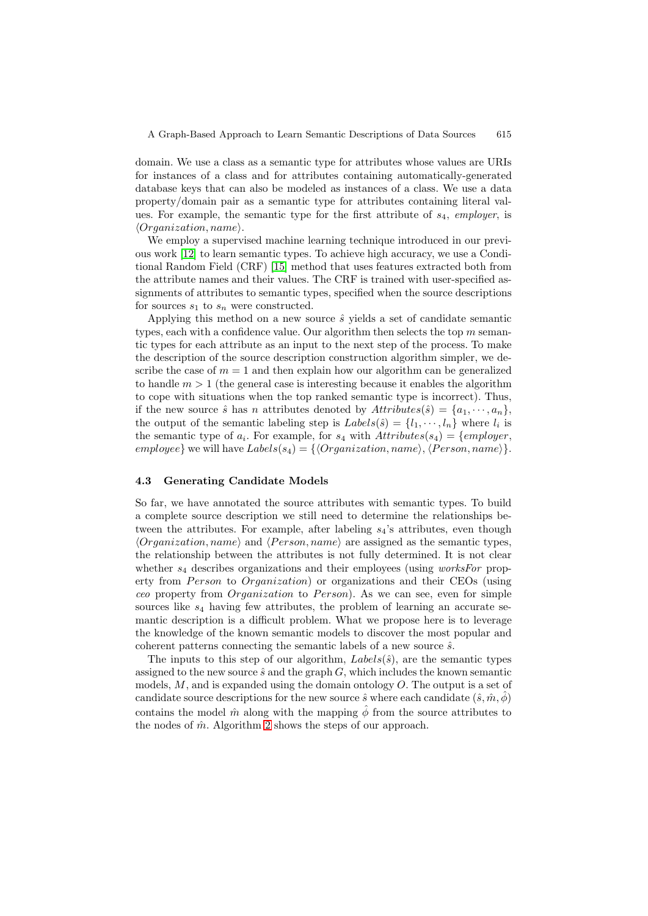domain. We use a class as a semantic type for attributes whose values are URIs for instances of a class and for attributes containing automatically-generated database keys that can also be modeled as instances of a class. We use a data property/domain pair as a semantic type for attributes containing literal values. For example, the semantic type for the first attribute of $s_4$, *employer*, is $\langle Organization, name \rangle$.

We employ a supervised machine learning technique introduced in our previous work [12] to learn semantic types. To achieve high accuracy, we use a Conditional Random Field (CRF) [15] method that uses features extracted both from the attribute names and their values. The CRF is trained with user-specified assignments of attributes to semantic types, specified when the source descriptions for sources $s_1$ to $s_n$ were constructed.

Applying this method on a new source $\hat{s}$ yields a set of candidate semantic types, each with a confidence value. Our algorithm then selects the top $m$ semantic types for each attribute as an input to the next step of the process. To make the description of the source description construction algorithm simpler, we describe the case of $m = 1$ and then explain how our algorithm can be generalized to handle $m > 1$ (the general case is interesting because it enables the algorithm to cope with situations when the top ranked semantic type is incorrect). Thus, if the new source $\hat{s}$ has $n$ attributes denoted by $Attributes(\hat{s}) = \{a_1, \cdots, a_n\}$, the output of the semantic labeling step is $Labels(\hat{s}) = \{l_1, \cdots, l_n\}$ where $l_i$ is the semantic type of $a_i$. For example, for $s_4$ with $Attributes(s_4) = \{employer, employee\}$ we will have $Labels(s_4) = \{\langle Organization, name \rangle, \langle Person, name \rangle\}$.

### 4.3 Generating Candidate Models

So far, we have annotated the source attributes with semantic types. To build a complete source description we still need to determine the relationships between the attributes. For example, after labeling $s_4$'s attributes, even though $\langle Organization, name \rangle$ and $\langle Person, name \rangle$ are assigned as the semantic types, the relationship between the attributes is not fully determined. It is not clear whether $s_4$ describes organizations and their employees (using *worksFor* property from *Person* to *Organization*) or organizations and their CEOs (using *ceo* property from *Organization* to *Person*). As we can see, even for simple sources like $s_4$ having few attributes, the problem of learning an accurate semantic description is a difficult problem. What we propose here is to leverage the knowledge of the known semantic models to discover the most popular and coherent patterns connecting the semantic labels of a new source $\hat{s}$.

The inputs to this step of our algorithm, $Labels(\hat{s})$, are the semantic types assigned to the new source $\hat{s}$ and the graph $G$, which includes the known semantic models, $M$, and is expanded using the domain ontology $O$. The output is a set of candidate source descriptions for the new source $\hat{s}$ where each candidate $(\hat{s}, \hat{m}, \hat{\phi})$ contains the model $\hat{m}$ along with the mapping $\hat{\phi}$ from the source attributes to the nodes of $\hat{m}$. Algorithm 2 shows the steps of our approach.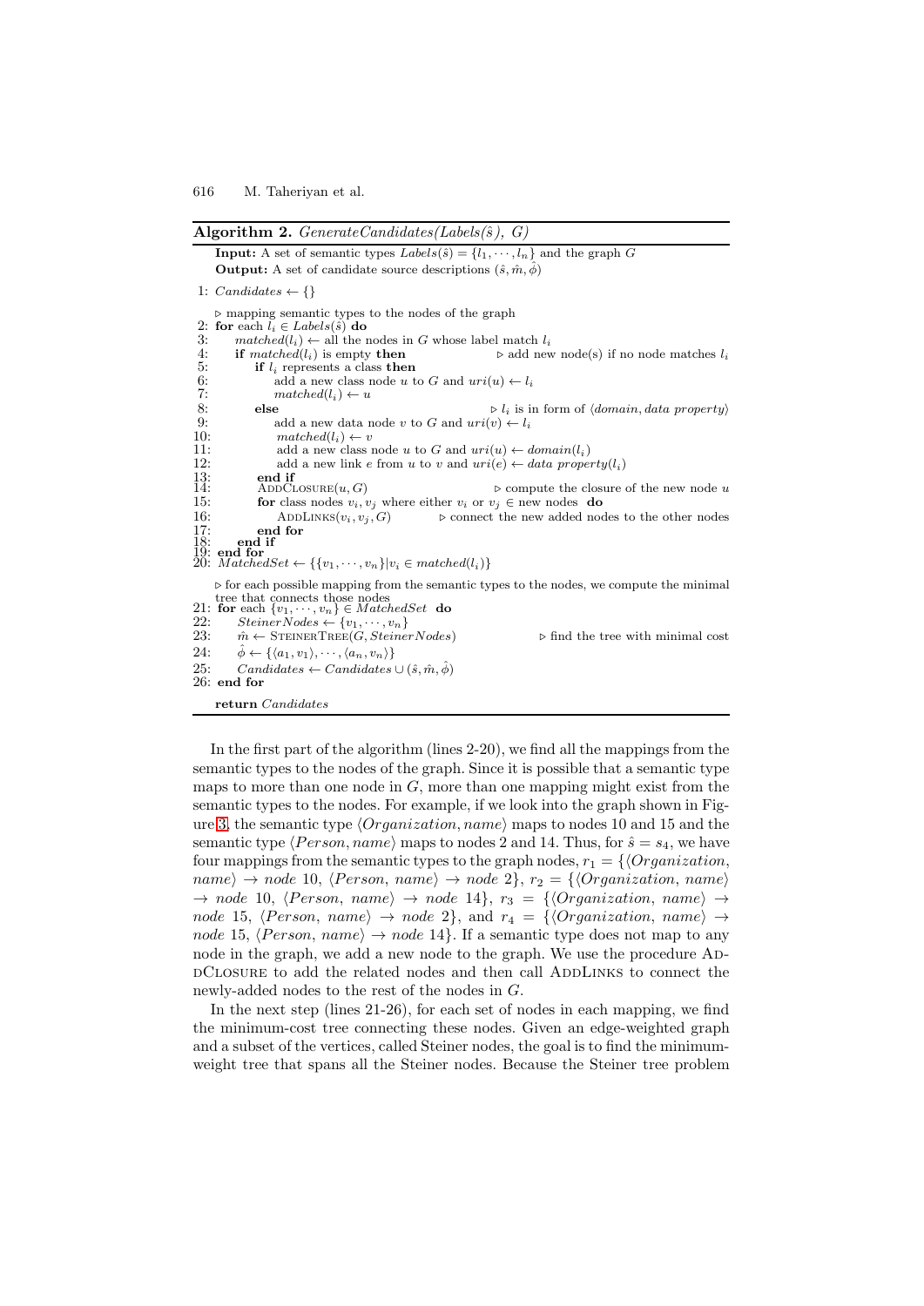**Algorithm 2.** *GenerateCandidates(Labels($\hat{s}$), G)*

```
    Input: A set of semantic types Labels(ŝ) = {l_1, ···, l_n} and the graph G
    Output: A set of candidate source descriptions (ŝ, m̂, φ̂)
 1: Candidates ← {}
    ▷ mapping semantic types to the nodes of the graph
 2: for each l_i ∈ Labels(ŝ) do
 3:     matched(l_i) ← all the nodes in G whose label match l_i
 4:     if matched(l_i) is empty then                ▷ add new node(s) if no node matches l_i
 5:         if l_i represents a class then
 6:             add a new class node u to G and uri(u) ← l_i
 7:             matched(l_i) ← u
 8:         else                              ▷ l_i is in form of ⟨domain, data property⟩
 9:             add a new data node v to G and uri(v) ← l_i
10:             matched(l_i) ← v
11:             add a new class node u to G and uri(u) ← domain(l_i)
12:             add a new link e from u to v and uri(e) ← data property(l_i)
13:         end if
14:         AddClosure(u, G)                  ▷ compute the closure of the new node u
15:         for class nodes v_i, v_j where either v_i or v_j ∈ new nodes do
16:             AddLinks(v_i, v_j, G)         ▷ connect the new added nodes to the other nodes
17:         end for
18:     end if
19: end for
20: MatchedSet ← {{v_1, ···, v_n}|v_i ∈ matched(l_i)}
    ▷ for each possible mapping from the semantic types to the nodes, we compute the minimal
    tree that connects those nodes
21: for each {v_1, ···, v_n} ∈ MatchedSet do
22:     SteinerNodes ← {v_1, ···, v_n}
23:     m̂ ← SteinerTree(G, SteinerNodes)      ▷ find the tree with minimal cost
24:     φ̂ ← {⟨a_1, v_1⟩, ···, ⟨a_n, v_n⟩}
25:     Candidates ← Candidates ∪ (ŝ, m̂, φ̂)
26: end for
    return Candidates
```

In the first part of the algorithm (lines 2-20), we find all the mappings from the semantic types to the nodes of the graph. Since it is possible that a semantic type maps to more than one node in $G$, more than one mapping might exist from the semantic types to the nodes. For example, if we look into the graph shown in Figure 3, the semantic type $\langle Organization, name\rangle$ maps to nodes 10 and 15 and the semantic type $\langle Person, name\rangle$ maps to nodes 2 and 14. Thus, for $\hat{s} = s_4$, we have four mappings from the semantic types to the graph nodes, $r_1 = \{\langle Organization, name\rangle \rightarrow node\ 10, \langle Person, name\rangle \rightarrow node\ 2\}$, $r_2 = \{\langle Organization, name\rangle \rightarrow node\ 10, \langle Person, name\rangle \rightarrow node\ 14\}$, $r_3 = \{\langle Organization, name\rangle \rightarrow node\ 15, \langle Person, name\rangle \rightarrow node\ 2\}$, and $r_4 = \{\langle Organization, name\rangle \rightarrow node\ 15, \langle Person, name\rangle \rightarrow node\ 14\}$. If a semantic type does not map to any node in the graph, we add a new node to the graph. We use the procedure AddClosure to add the related nodes and then call AddLinks to connect the newly-added nodes to the rest of the nodes in $G$.

In the next step (lines 21-26), for each set of nodes in each mapping, we find the minimum-cost tree connecting these nodes. Given an edge-weighted graph and a subset of the vertices, called Steiner nodes, the goal is to find the minimum-weight tree that spans all the Steiner nodes. Because the Steiner tree problem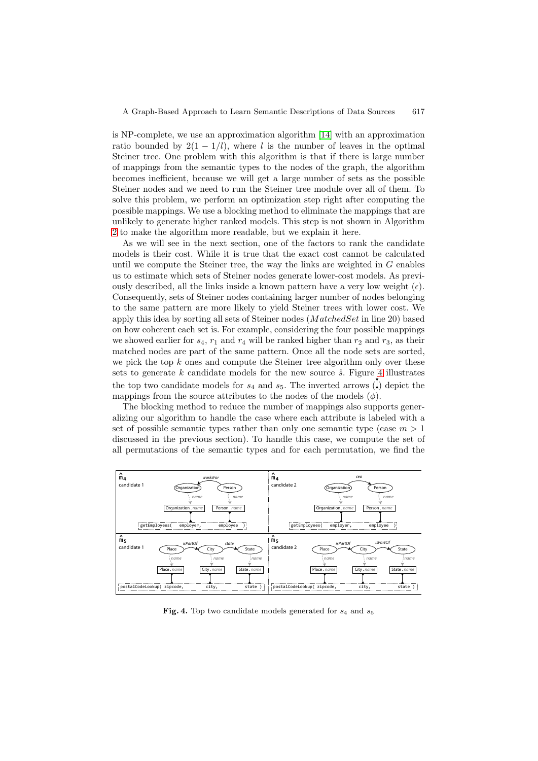is NP-complete, we use an approximation algorithm [14] with an approximation ratio bounded by $2(1 - 1/l)$, where $l$ is the number of leaves in the optimal Steiner tree. One problem with this algorithm is that if there is large number of mappings from the semantic types to the nodes of the graph, the algorithm becomes inefficient, because we will get a large number of sets as the possible Steiner nodes and we need to run the Steiner tree module over all of them. To solve this problem, we perform an optimization step right after computing the possible mappings. We use a blocking method to eliminate the mappings that are unlikely to generate higher ranked models. This step is not shown in Algorithm 2 to make the algorithm more readable, but we explain it here.

As we will see in the next section, one of the factors to rank the candidate models is their cost. While it is true that the exact cost cannot be calculated until we compute the Steiner tree, the way the links are weighted in $G$ enables us to estimate which sets of Steiner nodes generate lower-cost models. As previously described, all the links inside a known pattern have a very low weight ($\epsilon$). Consequently, sets of Steiner nodes containing larger number of nodes belonging to the same pattern are more likely to yield Steiner trees with lower cost. We apply this idea by sorting all sets of Steiner nodes ($MatchedSet$ in line 20) based on how coherent each set is. For example, considering the four possible mappings we showed earlier for $s_4$, $r_1$ and $r_4$ will be ranked higher than $r_2$ and $r_3$, as their matched nodes are part of the same pattern. Once all the node sets are sorted, we pick the top $k$ ones and compute the Steiner tree algorithm only over these sets to generate $k$ candidate models for the new source $\hat{s}$. Figure 4 illustrates the top two candidate models for $s_4$ and $s_5$. The inverted arrows (↥) depict the mappings from the source attributes to the nodes of the models ($\phi$).

The blocking method to reduce the number of mappings also supports generalizing our algorithm to handle the case where each attribute is labeled with a set of possible semantic types rather than only one semantic type (case $m > 1$ discussed in the previous section). To handle this case, we compute the set of all permutations of the semantic types and for each permutation, we find the

**Fig. 4.** Top two candidate models generated for $s_4$ and $s_5$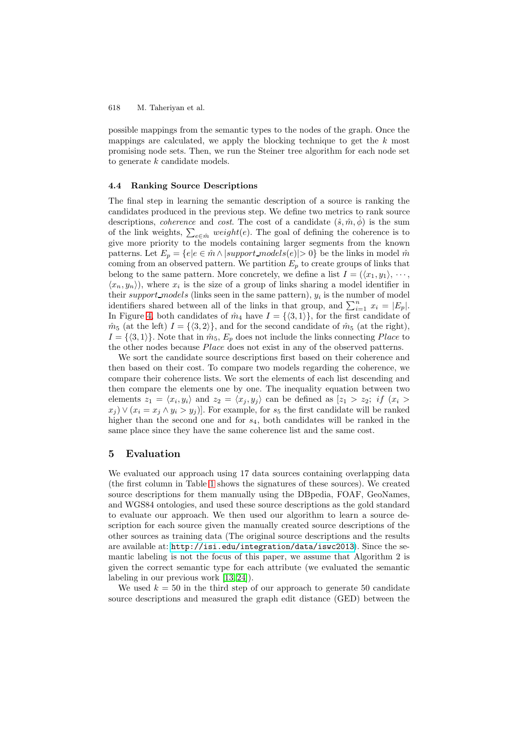possible mappings from the semantic types to the nodes of the graph. Once the mappings are calculated, we apply the blocking technique to get the $k$ most promising node sets. Then, we run the Steiner tree algorithm for each node set to generate $k$ candidate models.

### 4.4 Ranking Source Descriptions

The final step in learning the semantic description of a source is ranking the candidates produced in the previous step. We define two metrics to rank source descriptions, *coherence* and *cost*. The cost of a candidate $(\hat{s}, \hat{m}, \hat{\phi})$ is the sum of the link weights, $\sum_{e \in \hat{m}} weight(e)$. The goal of defining the coherence is to give more priority to the models containing larger segments from the known patterns. Let $E_p = \{e | e \in \hat{m} \wedge |support\_models(e)| > 0\}$ be the links in model $\hat{m}$ coming from an observed pattern. We partition $E_p$ to create groups of links that belong to the same pattern. More concretely, we define a list $I = (\langle x_1, y_1 \rangle, \cdots, \langle x_n, y_n \rangle)$, where $x_i$ is the size of a group of links sharing a model identifier in their *support_models* (links seen in the same pattern), $y_i$ is the number of model identifiers shared between all of the links in that group, and $\sum_{i=1}^{n} x_i = |E_p|$. In Figure 4, both candidates of $\hat{m}_4$ have $I = \{\langle 3, 1 \rangle\}$, for the first candidate of $\hat{m}_5$ (at the left) $I = \{\langle 3, 2 \rangle\}$, and for the second candidate of $\hat{m}_5$ (at the right), $I = \{\langle 3, 1 \rangle\}$. Note that in $\hat{m}_5$, $E_p$ does not include the links connecting *Place* to the other nodes because *Place* does not exist in any of the observed patterns.

We sort the candidate source descriptions first based on their coherence and then based on their cost. To compare two models regarding the coherence, we compare their coherence lists. We sort the elements of each list descending and then compare the elements one by one. The inequality equation between two elements $z_1 = \langle x_i, y_i \rangle$ and $z_2 = \langle x_j, y_j \rangle$ can be defined as $[z_1 > z_2;\ if\ (x_i > x_j) \vee (x_i = x_j \wedge y_i > y_j)]$. For example, for $s_5$ the first candidate will be ranked higher than the second one and for $s_4$, both candidates will be ranked in the same place since they have the same coherence list and the same cost.

## 5 Evaluation

We evaluated our approach using 17 data sources containing overlapping data (the first column in Table 1 shows the signatures of these sources). We created source descriptions for them manually using the DBpedia, FOAF, GeoNames, and WGS84 ontologies, and used these source descriptions as the gold standard to evaluate our approach. We then used our algorithm to learn a source description for each source given the manually created source descriptions of the other sources as training data (The original source descriptions and the results are available at: http://isi.edu/integration/data/iswc2013). Since the semantic labeling is not the focus of this paper, we assume that Algorithm 2 is given the correct semantic type for each attribute (we evaluated the semantic labeling in our previous work [13,24]).

We used $k = 50$ in the third step of our approach to generate 50 candidate source descriptions and measured the graph edit distance (GED) between the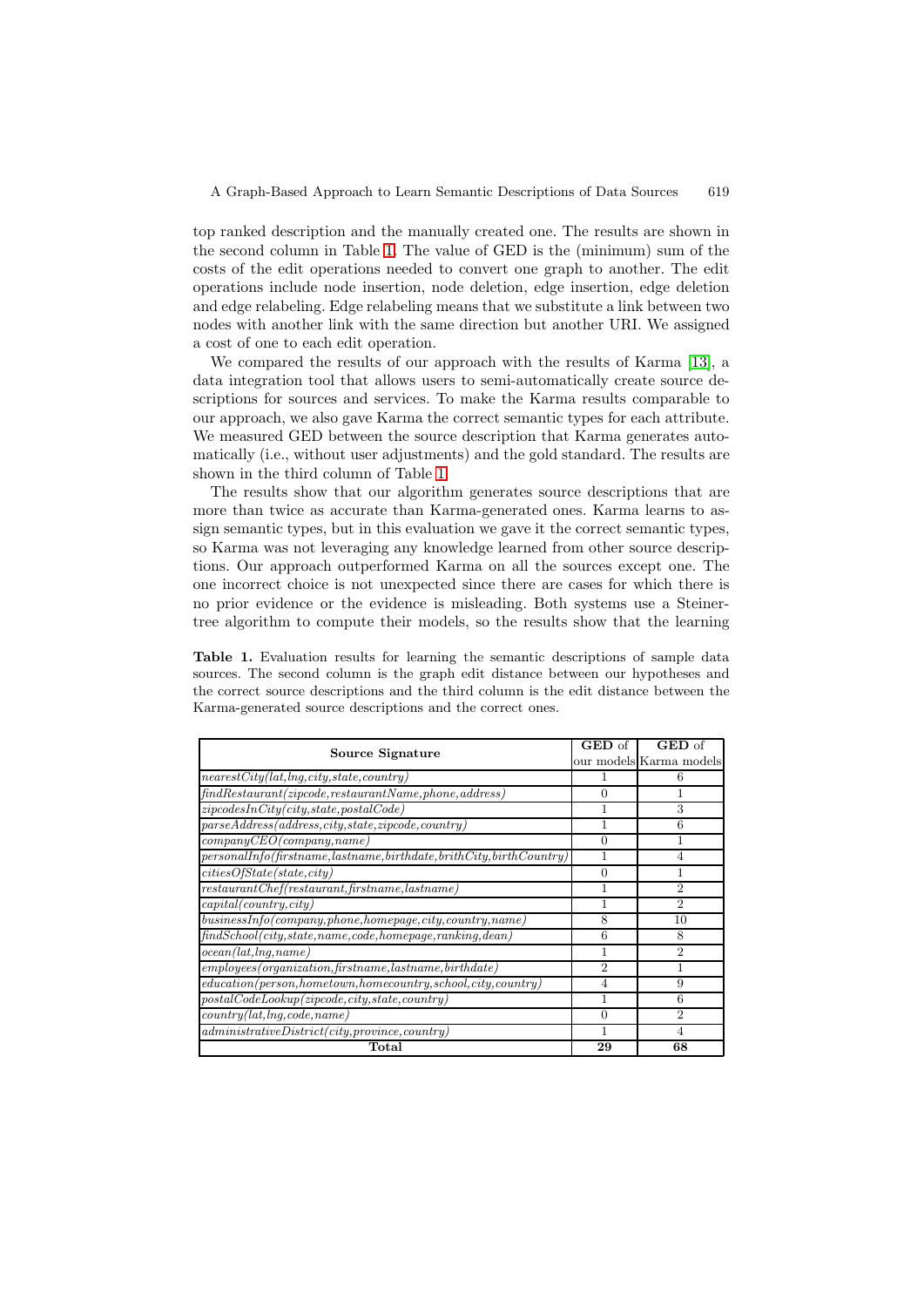top ranked description and the manually created one. The results are shown in the second column in Table 1. The value of GED is the (minimum) sum of the costs of the edit operations needed to convert one graph to another. The edit operations include node insertion, node deletion, edge insertion, edge deletion and edge relabeling. Edge relabeling means that we substitute a link between two nodes with another link with the same direction but another URI. We assigned a cost of one to each edit operation.

We compared the results of our approach with the results of Karma [13], a data integration tool that allows users to semi-automatically create source descriptions for sources and services. To make the Karma results comparable to our approach, we also gave Karma the correct semantic types for each attribute. We measured GED between the source description that Karma generates automatically (i.e., without user adjustments) and the gold standard. The results are shown in the third column of Table 1.

The results show that our algorithm generates source descriptions that are more than twice as accurate than Karma-generated ones. Karma learns to assign semantic types, but in this evaluation we gave it the correct semantic types, so Karma was not leveraging any knowledge learned from other source descriptions. Our approach outperformed Karma on all the sources except one. The one incorrect choice is not unexpected since there are cases for which there is no prior evidence or the evidence is misleading. Both systems use a Steiner-tree algorithm to compute their models, so the results show that the learning

**Table 1.** Evaluation results for learning the semantic descriptions of sample data sources. The second column is the graph edit distance between our hypotheses and the correct source descriptions and the third column is the edit distance between the Karma-generated source descriptions and the correct ones.

| **Source Signature** | **GED** of our models | **GED** of Karma models |
|---|---|---|
| *nearestCity(lat,lng,city,state,country)* | 1 | 6 |
| *findRestaurant(zipcode,restaurantName,phone,address)* | 0 | 1 |
| *zipcodesInCity(city,state,postalCode)* | 1 | 3 |
| *parseAddress(address,city,state,zipcode,country)* | 1 | 6 |
| *companyCEO(company,name)* | 0 | 1 |
| *personalInfo(firstname,lastname,birthdate,brithCity,birthCountry)* | 1 | 4 |
| *citiesOfState(state,city)* | 0 | 1 |
| *restaurantChef(restaurant,firstname,lastname)* | 1 | 2 |
| *capital(country,city)* | 1 | 2 |
| *businessInfo(company,phone,homepage,city,country,name)* | 8 | 10 |
| *findSchool(city,state,name,code,homepage,ranking,dean)* | 6 | 8 |
| *ocean(lat,lng,name)* | 1 | 2 |
| *employees(organization,firstname,lastname,birthdate)* | 2 | 1 |
| *education(person,hometown,homecountry,school,city,country)* | 4 | 9 |
| *postalCodeLookup(zipcode,city,state,country)* | 1 | 6 |
| *country(lat,lng,code,name)* | 0 | 2 |
| *administrativeDistrict(city,province,country)* | 1 | 4 |
| **Total** | **29** | **68** |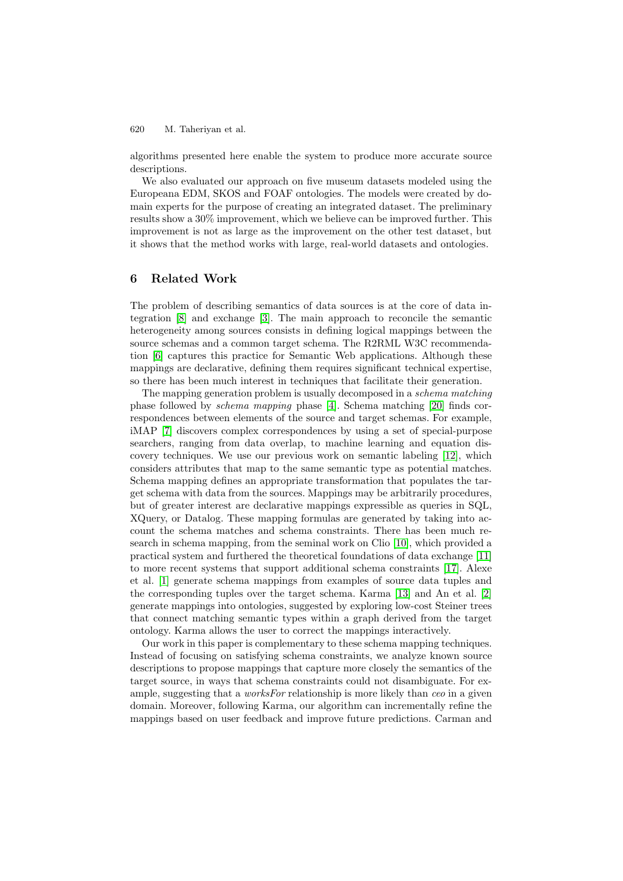algorithms presented here enable the system to produce more accurate source descriptions.

We also evaluated our approach on five museum datasets modeled using the Europeana EDM, SKOS and FOAF ontologies. The models were created by domain experts for the purpose of creating an integrated dataset. The preliminary results show a 30% improvement, which we believe can be improved further. This improvement is not as large as the improvement on the other test dataset, but it shows that the method works with large, real-world datasets and ontologies.

## 6 Related Work

The problem of describing semantics of data sources is at the core of data integration [8] and exchange [3]. The main approach to reconcile the semantic heterogeneity among sources consists in defining logical mappings between the source schemas and a common target schema. The R2RML W3C recommendation [6] captures this practice for Semantic Web applications. Although these mappings are declarative, defining them requires significant technical expertise, so there has been much interest in techniques that facilitate their generation.

The mapping generation problem is usually decomposed in a *schema matching* phase followed by *schema mapping* phase [4]. Schema matching [20] finds correspondences between elements of the source and target schemas. For example, iMAP [7] discovers complex correspondences by using a set of special-purpose searchers, ranging from data overlap, to machine learning and equation discovery techniques. We use our previous work on semantic labeling [12], which considers attributes that map to the same semantic type as potential matches. Schema mapping defines an appropriate transformation that populates the target schema with data from the sources. Mappings may be arbitrarily procedures, but of greater interest are declarative mappings expressible as queries in SQL, XQuery, or Datalog. These mapping formulas are generated by taking into account the schema matches and schema constraints. There has been much research in schema mapping, from the seminal work on Clio [10], which provided a practical system and furthered the theoretical foundations of data exchange [11] to more recent systems that support additional schema constraints [17]. Alexe et al. [1] generate schema mappings from examples of source data tuples and the corresponding tuples over the target schema. Karma [13] and An et al. [2] generate mappings into ontologies, suggested by exploring low-cost Steiner trees that connect matching semantic types within a graph derived from the target ontology. Karma allows the user to correct the mappings interactively.

Our work in this paper is complementary to these schema mapping techniques. Instead of focusing on satisfying schema constraints, we analyze known source descriptions to propose mappings that capture more closely the semantics of the target source, in ways that schema constraints could not disambiguate. For example, suggesting that a *worksFor* relationship is more likely than *ceo* in a given domain. Moreover, following Karma, our algorithm can incrementally refine the mappings based on user feedback and improve future predictions. Carman and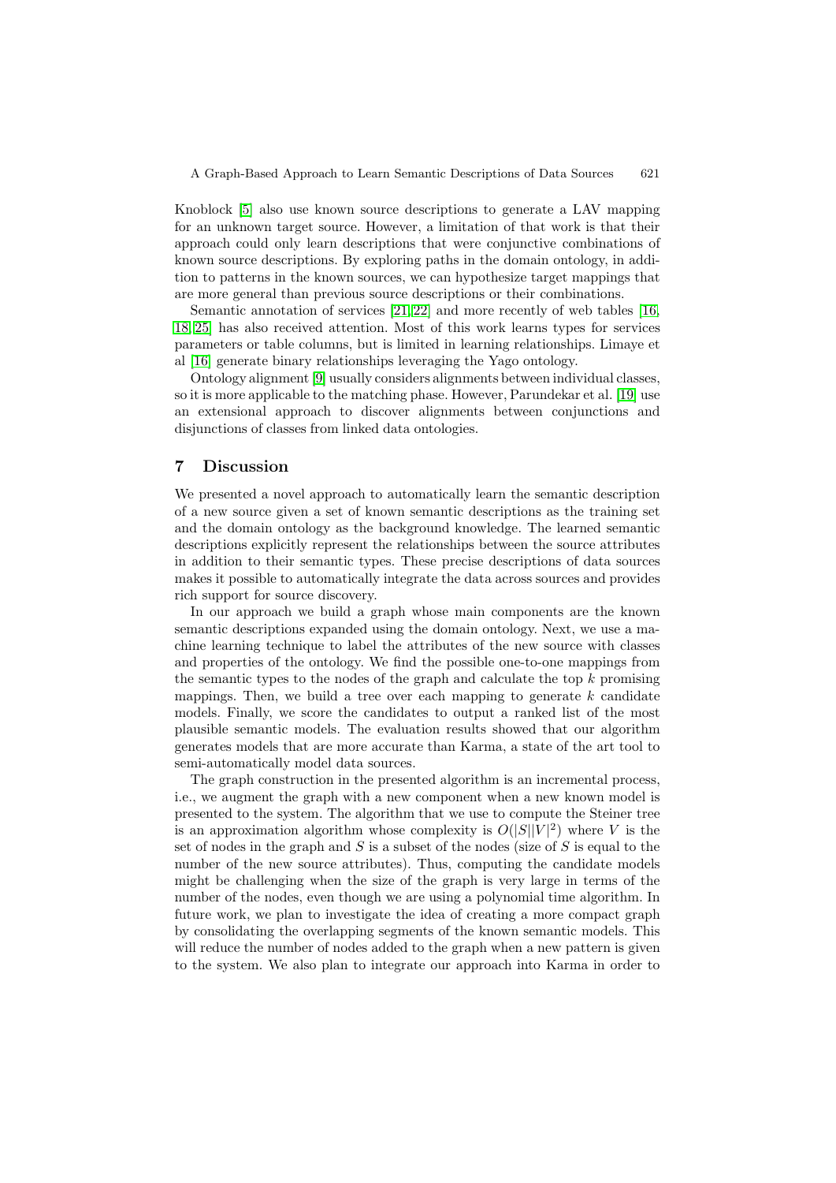Knoblock [5] also use known source descriptions to generate a LAV mapping for an unknown target source. However, a limitation of that work is that their approach could only learn descriptions that were conjunctive combinations of known source descriptions. By exploring paths in the domain ontology, in addition to patterns in the known sources, we can hypothesize target mappings that are more general than previous source descriptions or their combinations.

Semantic annotation of services [21,22] and more recently of web tables [16, 18,25] has also received attention. Most of this work learns types for services parameters or table columns, but is limited in learning relationships. Limaye et al [16] generate binary relationships leveraging the Yago ontology.

Ontology alignment [9] usually considers alignments between individual classes, so it is more applicable to the matching phase. However, Parundekar et al. [19] use an extensional approach to discover alignments between conjunctions and disjunctions of classes from linked data ontologies.

## 7 Discussion

We presented a novel approach to automatically learn the semantic description of a new source given a set of known semantic descriptions as the training set and the domain ontology as the background knowledge. The learned semantic descriptions explicitly represent the relationships between the source attributes in addition to their semantic types. These precise descriptions of data sources makes it possible to automatically integrate the data across sources and provides rich support for source discovery.

In our approach we build a graph whose main components are the known semantic descriptions expanded using the domain ontology. Next, we use a machine learning technique to label the attributes of the new source with classes and properties of the ontology. We find the possible one-to-one mappings from the semantic types to the nodes of the graph and calculate the top $k$ promising mappings. Then, we build a tree over each mapping to generate $k$ candidate models. Finally, we score the candidates to output a ranked list of the most plausible semantic models. The evaluation results showed that our algorithm generates models that are more accurate than Karma, a state of the art tool to semi-automatically model data sources.

The graph construction in the presented algorithm is an incremental process, i.e., we augment the graph with a new component when a new known model is presented to the system. The algorithm that we use to compute the Steiner tree is an approximation algorithm whose complexity is $O(|S||V|^2)$ where $V$ is the set of nodes in the graph and $S$ is a subset of the nodes (size of $S$ is equal to the number of the new source attributes). Thus, computing the candidate models might be challenging when the size of the graph is very large in terms of the number of the nodes, even though we are using a polynomial time algorithm. In future work, we plan to investigate the idea of creating a more compact graph by consolidating the overlapping segments of the known semantic models. This will reduce the number of nodes added to the graph when a new pattern is given to the system. We also plan to integrate our approach into Karma in order to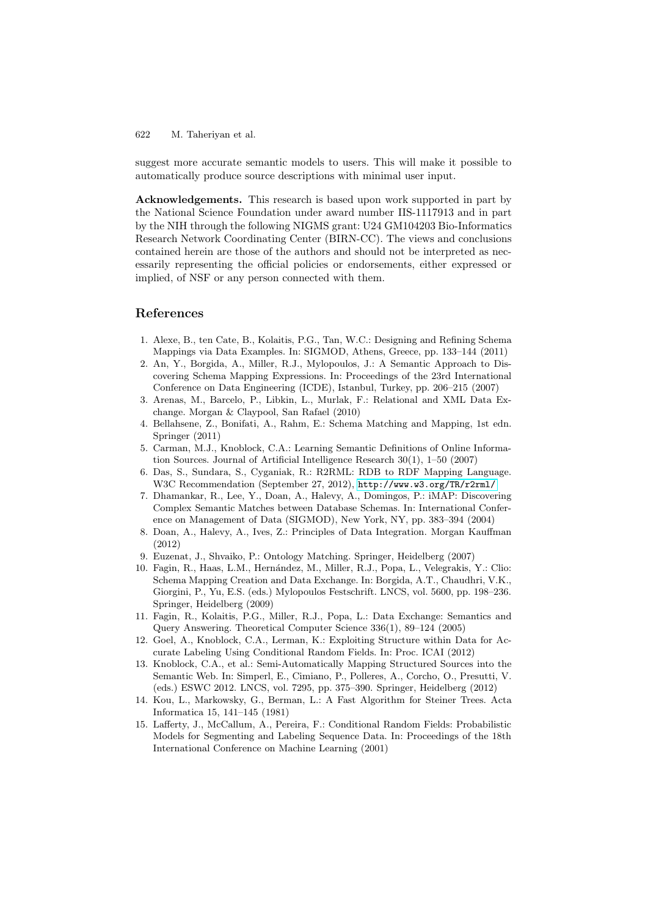suggest more accurate semantic models to users. This will make it possible to automatically produce source descriptions with minimal user input.

**Acknowledgements.** This research is based upon work supported in part by the National Science Foundation under award number IIS-1117913 and in part by the NIH through the following NIGMS grant: U24 GM104203 Bio-Informatics Research Network Coordinating Center (BIRN-CC). The views and conclusions contained herein are those of the authors and should not be interpreted as necessarily representing the official policies or endorsements, either expressed or implied, of NSF or any person connected with them.

## References

1. Alexe, B., ten Cate, B., Kolaitis, P.G., Tan, W.C.: Designing and Refining Schema Mappings via Data Examples. In: SIGMOD, Athens, Greece, pp. 133–144 (2011)
2. An, Y., Borgida, A., Miller, R.J., Mylopoulos, J.: A Semantic Approach to Discovering Schema Mapping Expressions. In: Proceedings of the 23rd International Conference on Data Engineering (ICDE), Istanbul, Turkey, pp. 206–215 (2007)
3. Arenas, M., Barcelo, P., Libkin, L., Murlak, F.: Relational and XML Data Exchange. Morgan & Claypool, San Rafael (2010)
4. Bellahsene, Z., Bonifati, A., Rahm, E.: Schema Matching and Mapping, 1st edn. Springer (2011)
5. Carman, M.J., Knoblock, C.A.: Learning Semantic Definitions of Online Information Sources. Journal of Artificial Intelligence Research 30(1), 1–50 (2007)
6. Das, S., Sundara, S., Cyganiak, R.: R2RML: RDB to RDF Mapping Language. W3C Recommendation (September 27, 2012), http://www.w3.org/TR/r2rml/
7. Dhamankar, R., Lee, Y., Doan, A., Halevy, A., Domingos, P.: iMAP: Discovering Complex Semantic Matches between Database Schemas. In: International Conference on Management of Data (SIGMOD), New York, NY, pp. 383–394 (2004)
8. Doan, A., Halevy, A., Ives, Z.: Principles of Data Integration. Morgan Kauffman (2012)
9. Euzenat, J., Shvaiko, P.: Ontology Matching. Springer, Heidelberg (2007)
10. Fagin, R., Haas, L.M., Hernández, M., Miller, R.J., Popa, L., Velegrakis, Y.: Clio: Schema Mapping Creation and Data Exchange. In: Borgida, A.T., Chaudhri, V.K., Giorgini, P., Yu, E.S. (eds.) Mylopoulos Festschrift. LNCS, vol. 5600, pp. 198–236. Springer, Heidelberg (2009)
11. Fagin, R., Kolaitis, P.G., Miller, R.J., Popa, L.: Data Exchange: Semantics and Query Answering. Theoretical Computer Science 336(1), 89–124 (2005)
12. Goel, A., Knoblock, C.A., Lerman, K.: Exploiting Structure within Data for Accurate Labeling Using Conditional Random Fields. In: Proc. ICAI (2012)
13. Knoblock, C.A., et al.: Semi-Automatically Mapping Structured Sources into the Semantic Web. In: Simperl, E., Cimiano, P., Polleres, A., Corcho, O., Presutti, V. (eds.) ESWC 2012. LNCS, vol. 7295, pp. 375–390. Springer, Heidelberg (2012)
14. Kou, L., Markowsky, G., Berman, L.: A Fast Algorithm for Steiner Trees. Acta Informatica 15, 141–145 (1981)
15. Lafferty, J., McCallum, A., Pereira, F.: Conditional Random Fields: Probabilistic Models for Segmenting and Labeling Sequence Data. In: Proceedings of the 18th International Conference on Machine Learning (2001)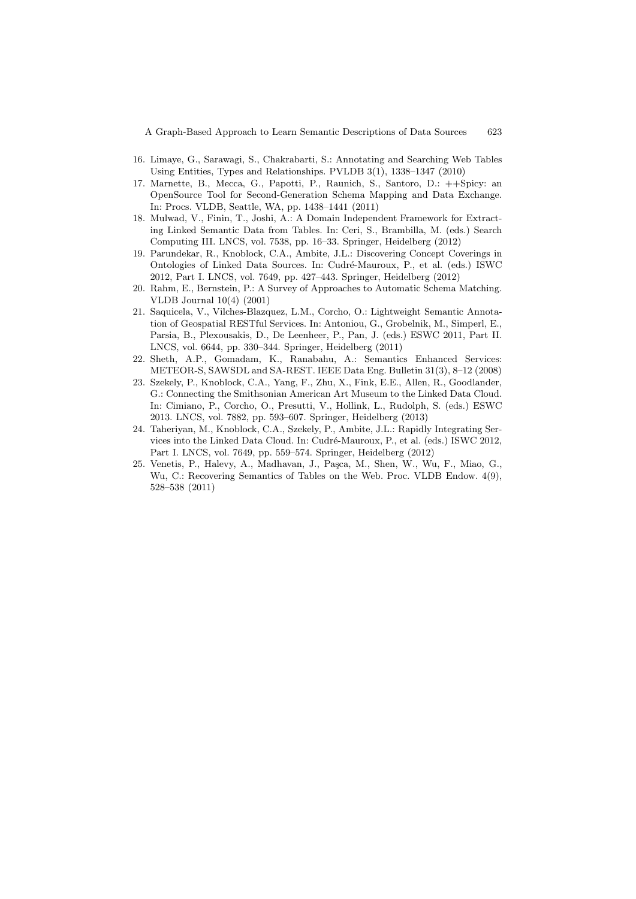16. Limaye, G., Sarawagi, S., Chakrabarti, S.: Annotating and Searching Web Tables Using Entities, Types and Relationships. PVLDB 3(1), 1338–1347 (2010)
17. Marnette, B., Mecca, G., Papotti, P., Raunich, S., Santoro, D.: ++Spicy: an OpenSource Tool for Second-Generation Schema Mapping and Data Exchange. In: Procs. VLDB, Seattle, WA, pp. 1438–1441 (2011)
18. Mulwad, V., Finin, T., Joshi, A.: A Domain Independent Framework for Extracting Linked Semantic Data from Tables. In: Ceri, S., Brambilla, M. (eds.) Search Computing III. LNCS, vol. 7538, pp. 16–33. Springer, Heidelberg (2012)
19. Parundekar, R., Knoblock, C.A., Ambite, J.L.: Discovering Concept Coverings in Ontologies of Linked Data Sources. In: Cudré-Mauroux, P., et al. (eds.) ISWC 2012, Part I. LNCS, vol. 7649, pp. 427–443. Springer, Heidelberg (2012)
20. Rahm, E., Bernstein, P.: A Survey of Approaches to Automatic Schema Matching. VLDB Journal 10(4) (2001)
21. Saquicela, V., Vilches-Blazquez, L.M., Corcho, O.: Lightweight Semantic Annotation of Geospatial RESTful Services. In: Antoniou, G., Grobelnik, M., Simperl, E., Parsia, B., Plexousakis, D., De Leenheer, P., Pan, J. (eds.) ESWC 2011, Part II. LNCS, vol. 6644, pp. 330–344. Springer, Heidelberg (2011)
22. Sheth, A.P., Gomadam, K., Ranabahu, A.: Semantics Enhanced Services: METEOR-S, SAWSDL and SA-REST. IEEE Data Eng. Bulletin 31(3), 8–12 (2008)
23. Szekely, P., Knoblock, C.A., Yang, F., Zhu, X., Fink, E.E., Allen, R., Goodlander, G.: Connecting the Smithsonian American Art Museum to the Linked Data Cloud. In: Cimiano, P., Corcho, O., Presutti, V., Hollink, L., Rudolph, S. (eds.) ESWC 2013. LNCS, vol. 7882, pp. 593–607. Springer, Heidelberg (2013)
24. Taheriyan, M., Knoblock, C.A., Szekely, P., Ambite, J.L.: Rapidly Integrating Services into the Linked Data Cloud. In: Cudré-Mauroux, P., et al. (eds.) ISWC 2012, Part I. LNCS, vol. 7649, pp. 559–574. Springer, Heidelberg (2012)
25. Venetis, P., Halevy, A., Madhavan, J., Paşca, M., Shen, W., Wu, F., Miao, G., Wu, C.: Recovering Semantics of Tables on the Web. Proc. VLDB Endow. 4(9), 528–538 (2011)